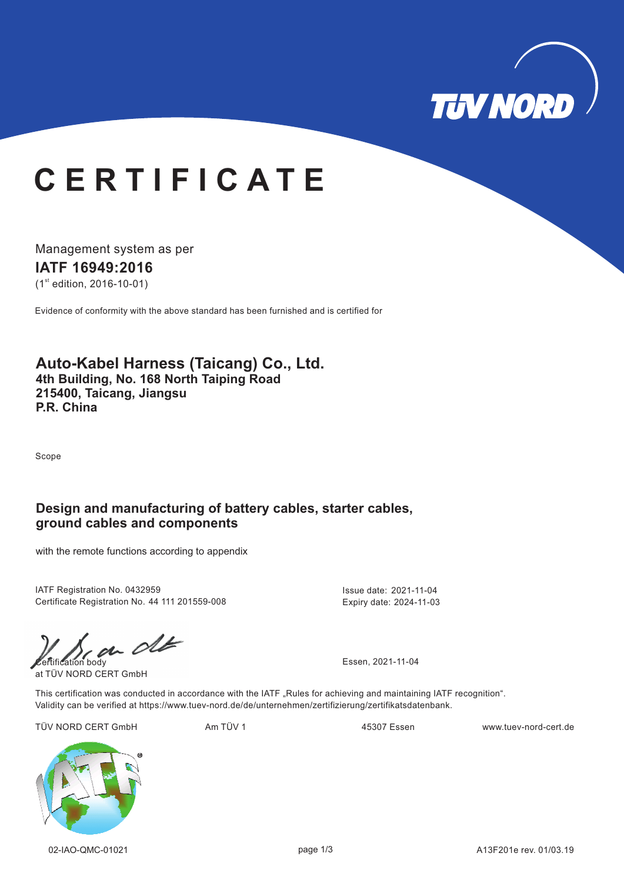TÜV NORD

# CERTIFICATE

Management system as per

**IATF 16949:2016**

(1st edition, 2016-10-01)

Evidence of conformity with the above standard has been furnished and is certified for

## Auto-Kabel Harness (Taicang) Co., Ltd.
**4th Building, No. 168 North Taiping Road**
**215400, Taicang, Jiangsu**
**P.R. China**

Scope

**Design and manufacturing of battery cables, starter cables, ground cables and components**

with the remote functions according to appendix

IATF Registration No. 0432959
Certificate Registration No. 44 111 201559-008

Issue date: 2021-11-04
Expiry date: 2024-11-03

Certification body
at TÜV NORD CERT GmbH

Essen, 2021-11-04

This certification was conducted in accordance with the IATF „Rules for achieving and maintaining IATF recognition".
Validity can be verified at https://www.tuev-nord.de/de/unternehmen/zertifizierung/zertifikatsdatenbank.

TÜV NORD CERT GmbH    Am TÜV 1    45307 Essen    www.tuev-nord-cert.de

02-IAO-QMC-01021    A13F201e rev. 01/03.19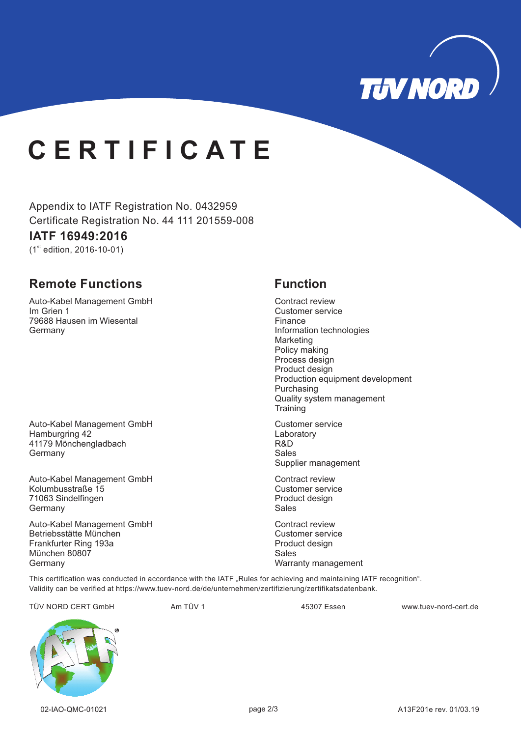# CERTIFICATE

Appendix to IATF Registration No. 0432959
Certificate Registration No. 44 111 201559-008

**IATF 16949:2016**

(1st edition, 2016-10-01)

| Remote Functions | Function |
|---|---|
| Auto-Kabel Management GmbH<br>Im Grien 1<br>79688 Hausen im Wiesental<br>Germany | Contract review<br>Customer service<br>Finance<br>Information technologies<br>Marketing<br>Policy making<br>Process design<br>Product design<br>Production equipment development<br>Purchasing<br>Quality system management<br>Training |
| Auto-Kabel Management GmbH<br>Hamburgring 42<br>41179 Mönchengladbach<br>Germany | Customer service<br>Laboratory<br>R&D<br>Sales<br>Supplier management |
| Auto-Kabel Management GmbH<br>Kolumbusstraße 15<br>71063 Sindelfingen<br>Germany | Contract review<br>Customer service<br>Product design<br>Sales |
| Auto-Kabel Management GmbH<br>Betriebsstätte München<br>Frankfurter Ring 193a<br>München 80807<br>Germany | Contract review<br>Customer service<br>Product design<br>Sales<br>Warranty management |

This certification was conducted in accordance with the IATF „Rules for achieving and maintaining IATF recognition“.
Validity can be verified at https://www.tuev-nord.de/de/unternehmen/zertifizierung/zertifikatsdatenbank.

TÜV NORD CERT GmbH    Am TÜV 1    45307 Essen    www.tuev-nord-cert.de

02-IAO-QMC-01021    A13F201e rev. 01/03.19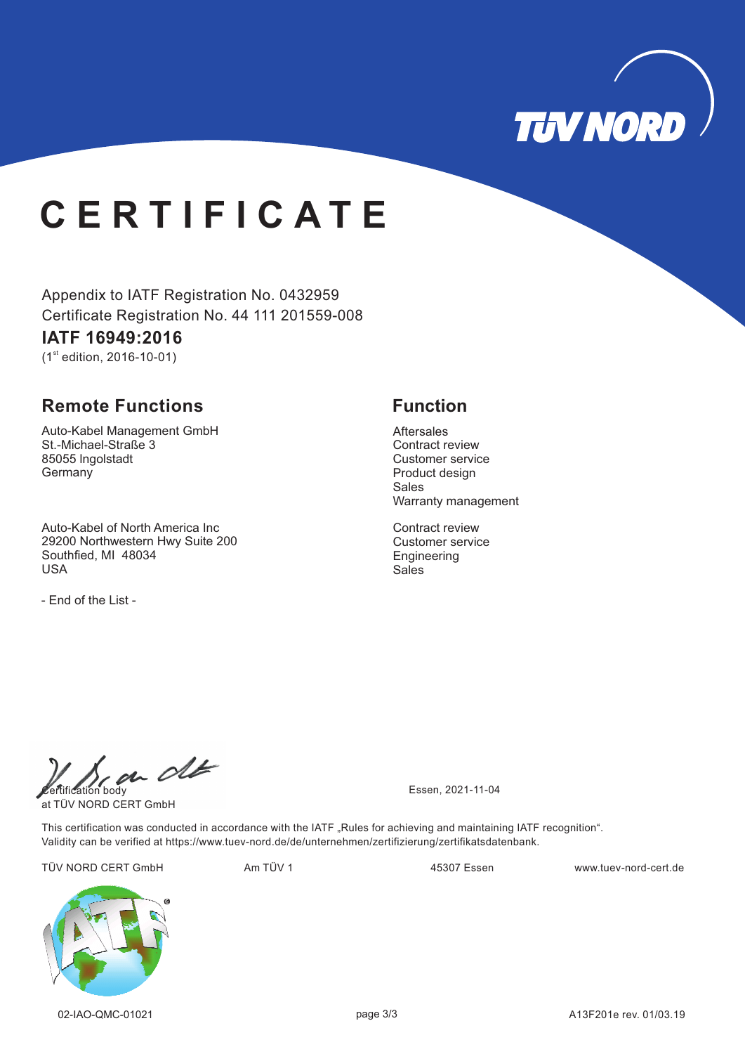# CERTIFICATE

Appendix to IATF Registration No. 0432959
Certificate Registration No. 44 111 201559-008

**IATF 16949:2016**
(1st edition, 2016-10-01)

| Remote Functions | Function |
| --- | --- |
| Auto-Kabel Management GmbH<br>St.-Michael-Straße 3<br>85055 Ingolstadt<br>Germany | Aftersales<br>Contract review<br>Customer service<br>Product design<br>Sales<br>Warranty management |
| Auto-Kabel of North America Inc<br>29200 Northwestern Hwy Suite 200<br>Southfied, MI 48034<br>USA | Contract review<br>Customer service<br>Engineering<br>Sales |

- End of the List -

Certification body
at TÜV NORD CERT GmbH

Essen, 2021-11-04

This certification was conducted in accordance with the IATF „Rules for achieving and maintaining IATF recognition".
Validity can be verified at https://www.tuev-nord.de/de/unternehmen/zertifizierung/zertifikatsdatenbank.

TÜV NORD CERT GmbH    Am TÜV 1    45307 Essen    www.tuev-nord-cert.de

02-IAO-QMC-01021    A13F201e rev. 01/03.19